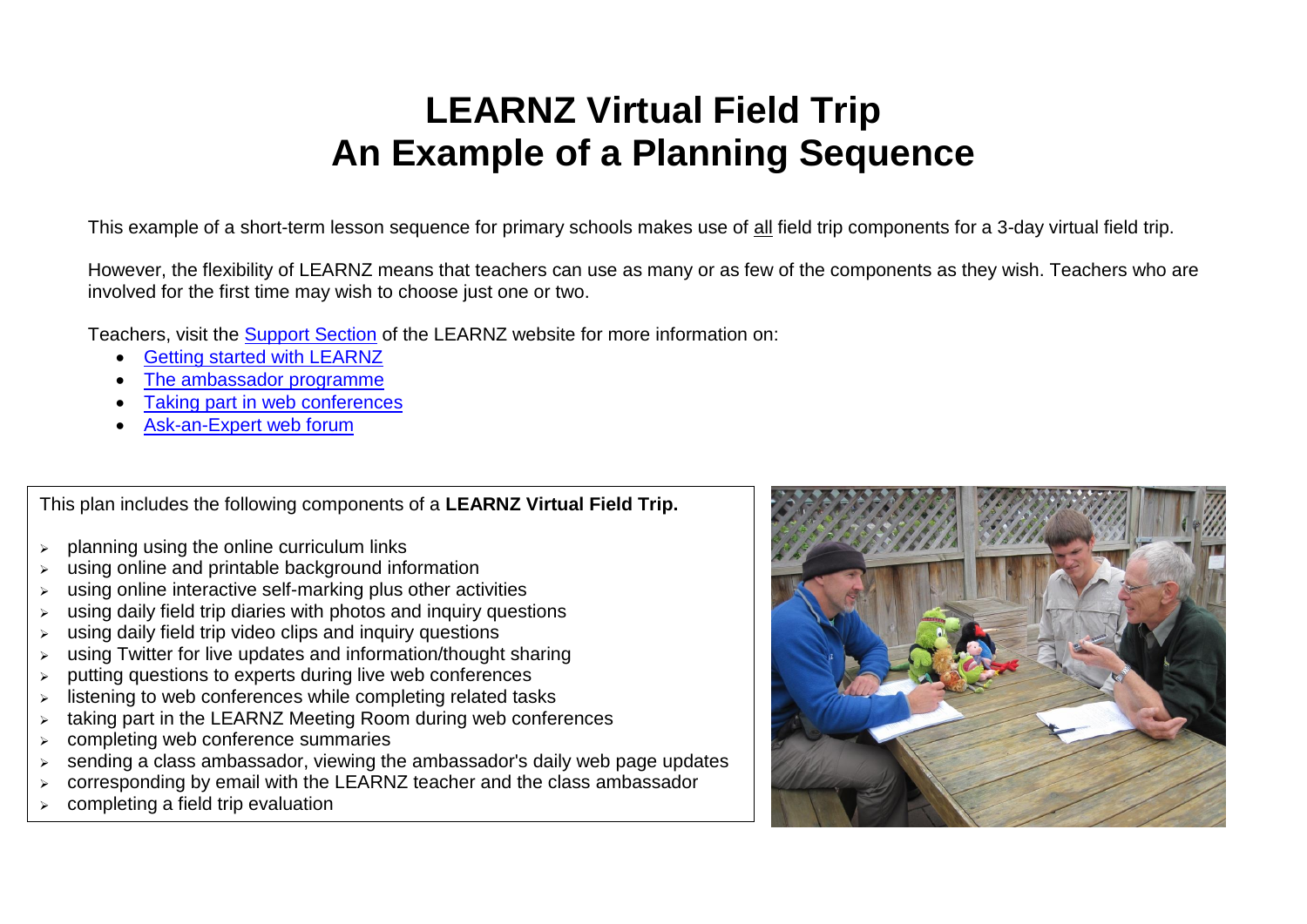# LEARNZ Virtual Field Trip
# An Example of a Planning Sequence

This example of a short-term lesson sequence for primary schools makes use of all field trip components for a 3-day virtual field trip.

However, the flexibility of LEARNZ means that teachers can use as many or as few of the components as they wish. Teachers who are involved for the first time may wish to choose just one or two.

Teachers, visit the Support Section of the LEARNZ website for more information on:

- Getting started with LEARNZ
- The ambassador programme
- Taking part in web conferences
- Ask-an-Expert web forum

This plan includes the following components of a **LEARNZ Virtual Field Trip.**

- planning using the online curriculum links
- using online and printable background information
- using online interactive self-marking plus other activities
- using daily field trip diaries with photos and inquiry questions
- using daily field trip video clips and inquiry questions
- using Twitter for live updates and information/thought sharing
- putting questions to experts during live web conferences
- listening to web conferences while completing related tasks
- taking part in the LEARNZ Meeting Room during web conferences
- completing web conference summaries
- sending a class ambassador, viewing the ambassador's daily web page updates
- corresponding by email with the LEARNZ teacher and the class ambassador
- completing a field trip evaluation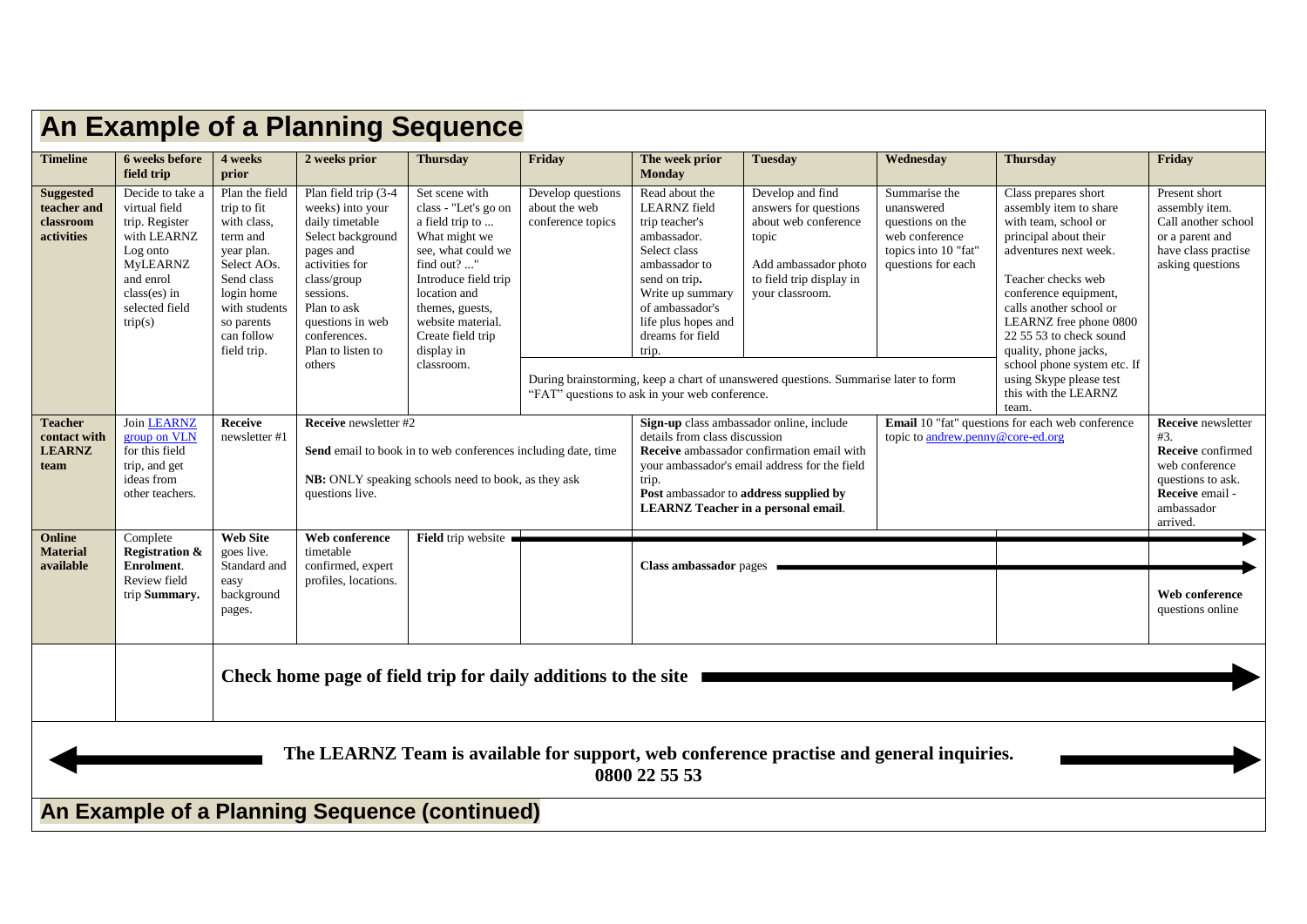# An Example of a Planning Sequence

| Timeline | 6 weeks before field trip | 4 weeks prior | 2 weeks prior | Thursday | Friday | The week prior Monday | Tuesday | Wednesday | Thursday | Friday |
|---|---|---|---|---|---|---|---|---|---|---|
| **Suggested teacher and classroom activities** | Decide to take a virtual field trip. Register with LEARNZ Log onto MyLEARNZ and enrol class(es) in selected field trip(s) | Plan the field trip to fit with class, term and year plan. Select AOs. Send class login home with students so parents can follow field trip. | Plan field trip (3-4 weeks) into your daily timetable Select background pages and activities for class/group sessions. Plan to ask questions in web conferences. Plan to listen to others | Set scene with class - "Let's go on a field trip to ... What might we see, what could we find out? ..." Introduce field trip location and themes, guests, website material. Create field trip display in classroom. | Develop questions about the web conference topics | Read about the LEARNZ field trip teacher's ambassador. Select class ambassador to send on trip. Write up summary of ambassador's life plus hopes and dreams for field trip. | Develop and find answers for questions about web conference topic<br><br>Add ambassador photo to field trip display in your classroom. | Summarise the unanswered questions on the web conference topics into 10 "fat" questions for each | Class prepares short assembly item to share with team, school or principal about their adventures next week.<br><br>Teacher checks web conference equipment, calls another school or LEARNZ free phone 0800 22 55 53 to check sound quality, phone jacks, school phone system etc. If using Skype please test this with the LEARNZ team. | Present short assembly item. Call another school or a parent and have class practise asking questions |
| | | | | | During brainstorming, keep a chart of unanswered questions. Summarise later to form "FAT" questions to ask in your web conference. | | | | | |
| **Teacher contact with LEARNZ team** | Join LEARNZ group on VLN for this field trip, and get ideas from other teachers. | **Receive** newsletter #1 | **Receive** newsletter #2<br><br>**Send** email to book in to web conferences including date, time<br><br>**NB:** ONLY speaking schools need to book, as they ask questions live. | | | **Sign-up** class ambassador online, include details from class discussion **Receive** ambassador confirmation email with your ambassador's email address for the field trip. **Post** ambassador to **address supplied by LEARNZ Teacher in a personal email**. | | **Email** 10 "fat" questions for each web conference topic to andrew.penny@core-ed.org | | **Receive** newsletter #3. **Receive** confirmed web conference questions to ask. **Receive** email - ambassador arrived. |
| **Online Material available** | Complete **Registration & Enrolment**. Review field trip **Summary.** | **Web Site** goes live. Standard and easy background pages. | **Web conference** timetable confirmed, expert profiles, locations. | **Field** trip website → | | **Class ambassador** pages → | | | | **Web conference** questions online |
| | | **Check home page of field trip for daily additions to the site** → | | | | | | | | |

**The LEARNZ Team is available for support, web conference practise and general inquiries.**
**0800 22 55 53**

# An Example of a Planning Sequence (continued)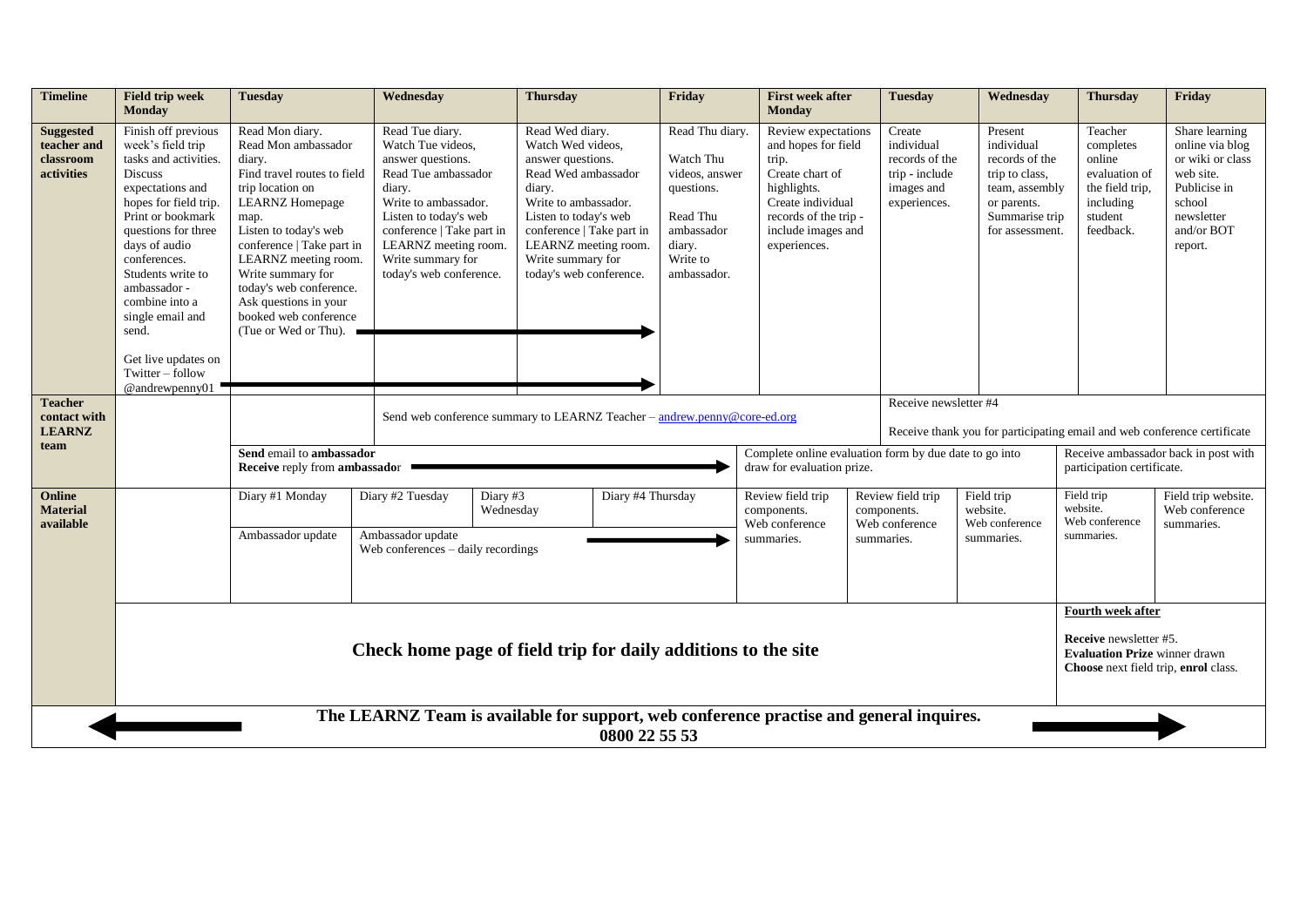| Timeline | Field trip week Monday | Tuesday | Wednesday | Thursday | Friday | First week after Monday | Tuesday | Wednesday | Thursday | Friday |
|---|---|---|---|---|---|---|---|---|---|---|
| **Suggested teacher and classroom activities** | Finish off previous week's field trip tasks and activities. Discuss expectations and hopes for field trip. Print or bookmark questions for three days of audio conferences. Students write to ambassador - combine into a single email and send. Get live updates on Twitter – follow @andrewpenny01 | Read Mon diary. Read Mon ambassador diary. Find travel routes to field trip location on LEARNZ Homepage map. Listen to today's web conference \| Take part in LEARNZ meeting room. Write summary for today's web conference. Ask questions in your booked web conference (Tue or Wed or Thu). | Read Tue diary. Watch Tue videos, answer questions. Read Tue ambassador diary. Write to ambassador. Listen to today's web conference \| Take part in LEARNZ meeting room. Write summary for today's web conference. | Read Wed diary. Watch Wed videos, answer questions. Read Wed ambassador diary. Write to ambassador. Listen to today's web conference \| Take part in LEARNZ meeting room. Write summary for today's web conference. | Read Thu diary. Watch Thu videos, answer questions. Read Thu ambassador diary. Write to ambassador. | Review expectations and hopes for field trip. Create chart of highlights. Create individual records of the trip - include images and experiences. | Create individual records of the trip - include images and experiences. | Present individual records of the trip to class, team, assembly or parents. Summarise trip for assessment. | Teacher completes online evaluation of the field trip, including student feedback. | Share learning online via blog or wiki or class web site. Publicise in school newsletter and/or BOT report. |
| **Teacher contact with LEARNZ team** | | | Send web conference summary to LEARNZ Teacher – andrew.penny@core-ed.org | | | | Receive newsletter #4<br>Receive thank you for participating email and web conference certificate | | | |
| | | **Send** email to **ambassador**<br>**Receive** reply from **ambassador** → | | | | Complete online evaluation form by due date to go into draw for evaluation prize. | | | Receive ambassador back in post with participation certificate. | |
| **Online Material available** | | Diary #1 Monday<br>Ambassador update | Diary #2 Tuesday<br>Ambassador update<br>Web conferences – daily recordings → | Diary #3 Wednesday | Diary #4 Thursday | Review field trip components. Web conference summaries. | Review field trip components. Web conference summaries. | Field trip website. Web conference summaries. | Field trip website. Web conference summaries. | Field trip website. Web conference summaries. |
| | **Check home page of field trip for daily additions to the site** | | | | | | | | **Fourth week after**<br>**Receive** newsletter #5.<br>**Evaluation Prize** winner drawn<br>**Choose** next field trip, **enrol** class. | |

**The LEARNZ Team is available for support, web conference practise and general inquires.**
**0800 22 55 53**